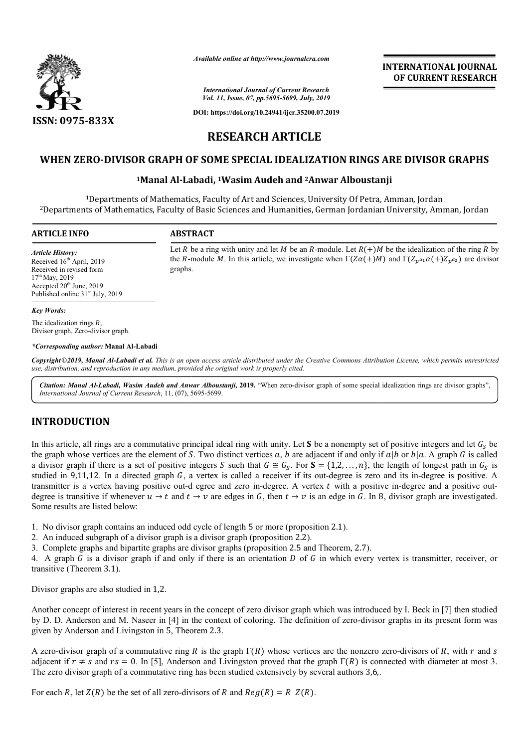# RESEARCH ARTICLE

## WHEN ZERO-DIVISOR GRAPH OF SOME SPECIAL IDEALIZATION RINGS ARE DIVISOR GRAPHS

### [1]Manal Al-Labadi, [1]Wasim Audeh and [2]Anwar Alboustanji

[1]Departments of Mathematics, Faculty of Art and Sciences, University Of Petra, Amman, Jordan
[2]Departments of Mathematics, Faculty of Basic Sciences and Humanities, German Jordanian University, Amman, Jordan

**ARTICLE INFO**

*Article History:*
Received 16th April, 2019
Received in revised form 17th May, 2019
Accepted 20th June, 2019
Published online 31st July, 2019

*Key Words:*
The idealization rings $R$,
Divisor graph, Zero-divisor graph.

*Corresponding author: **Manal Al-Labadi**

**ABSTRACT**

Let $R$ be a ring with unity and let $M$ be an $R$-module. Let $R(+)M$ be the idealization of the ring $R$ by the $R$-module $M$. In this article, we investigate when $\Gamma(Z\alpha(+)M)$ and $\Gamma(Z_{p^{\alpha_1}}\alpha(+)Z_{p^{\alpha_2}})$ are divisor graphs.

*Copyright©2019, Manal Al-Labadi et al. This is an open access article distributed under the Creative Commons Attribution License, which permits unrestricted use, distribution, and reproduction in any medium, provided the original work is properly cited.*

***Citation: Manal Al-Labadi, Wasim Audeh and Anwar Alboustanji, 2019.*** *"When zero-divisor graph of some special idealization rings are divisor graphs", International Journal of Current Research, 11, (07), 5695-5699.*

## INTRODUCTION

In this article, all rings are a commutative principal ideal ring with unity. Let **S** be a nonempty set of positive integers and let $G_S$ be the graph whose vertices are the element of $S$. Two distinct vertices $a$, $b$ are adjacent if and only if $a|b$ or $b|a$. A graph $G$ is called a divisor graph if there is a set of positive integers $S$ such that $G \cong G_S$. For $\mathbf{S} = \{1,2,\ldots,n\}$, the length of longest path in $G_S$ is studied in 9,11,12. In a directed graph $G$, a vertex is called a receiver if its out-degree is zero and its in-degree is positive. A transmitter is a vertex having positive out-d egree and zero in-degree. A vertex $t$ with a positive in-degree and a positive out-degree is transitive if whenever $u \to t$ and $t \to v$ are edges in $G$, then $t \to v$ is an edge in $G$. In 8, divisor graph are investigated. Some results are listed below:

1. No divisor graph contains an induced odd cycle of length 5 or more (proposition 2.1).
2. An induced subgraph of a divisor graph is a divisor graph (proposition 2.2).
3. Complete graphs and bipartite graphs are divisor graphs (proposition 2.5 and Theorem, 2.7).
4. A graph $G$ is a divisor graph if and only if there is an orientation $D$ of $G$ in which every vertex is transmitter, receiver, or transitive (Theorem 3.1).

Divisor graphs are also studied in 1,2.

Another concept of interest in recent years in the concept of zero divisor graph which was introduced by I. Beck in [7] then studied by D. D. Anderson and M. Naseer in [4] in the context of coloring. The definition of zero-divisor graphs in its present form was given by Anderson and Livingston in 5, Theorem 2.3.

A zero-divisor graph of a commutative ring $R$ is the graph $\Gamma(R)$ whose vertices are the nonzero zero-divisors of $R$, with $r$ and $s$ adjacent if $r \neq s$ and $rs = 0$. In [5], Anderson and Livingston proved that the graph $\Gamma(R)$ is connected with diameter at most 3. The zero divisor graph of a commutative ring has been studied extensively by several authors 3,6,.

For each $R$, let $Z(R)$ be the set of all zero-divisors of $R$ and $Reg(R) = R\ Z(R)$.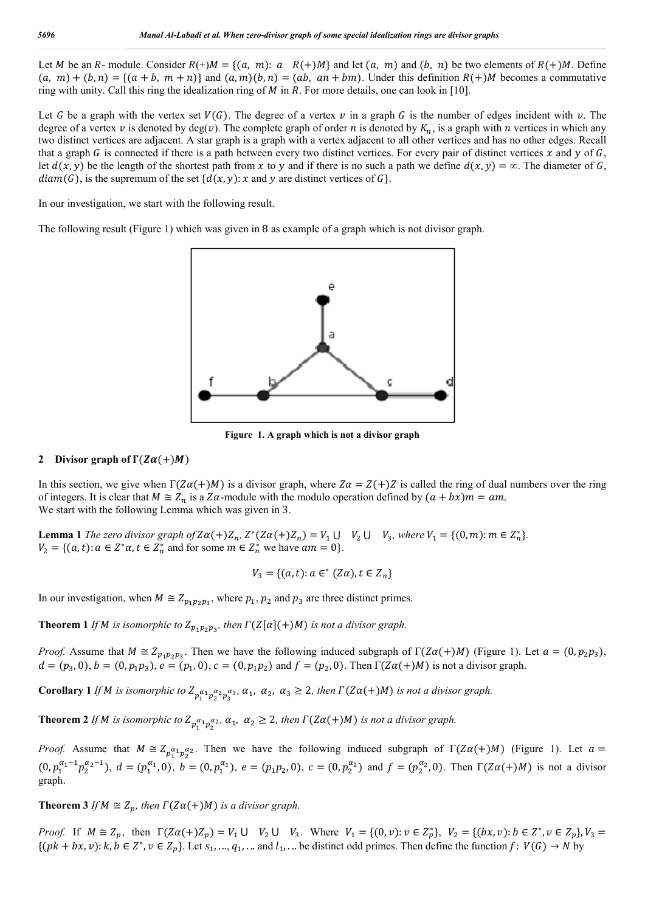Let $M$ be an $R$- module. Consider $R(+)M = \{(a,\ m)\colon a\quad R(+)M\}$ and let $(a,\ m)$ and $(b,\ n)$ be two elements of $R(+)M$. Define $(a,\ m) + (b, n) = \{(a + b,\ m + n)\}$ and $(a, m)(b, n) = (ab,\ an + bm)$. Under this definition $R(+)M$ becomes a commutative ring with unity. Call this ring the idealization ring of $M$ in $R$. For more details, one can look in [10].

Let $G$ be a graph with the vertex set $V(G)$. The degree of a vertex $v$ in a graph $G$ is the number of edges incident with $v$. The degree of a vertex $v$ is denoted by $\deg(v)$. The complete graph of order $n$ is denoted by $K_n$, is a graph with $n$ vertices in which any two distinct vertices are adjacent. A star graph is a graph with a vertex adjacent to all other vertices and has no other edges. Recall that a graph $G$ is connected if there is a path between every two distinct vertices. For every pair of distinct vertices $x$ and $y$ of $G$, let $d(x, y)$ be the length of the shortest path from $x$ to $y$ and if there is no such a path we define $d(x, y) = \infty$. The diameter of $G$, $diam(G)$, is the supremum of the set $\{d(x, y)\colon x$ and $y$ are distinct vertices of $G\}$.

In our investigation, we start with the following result.

The following result (Figure 1) which was given in 8 as example of a graph which is not divisor graph.

**Figure 1. A graph which is not a divisor graph**

## 2 Divisor graph of $\Gamma(Z\alpha(+)M)$

In this section, we give when $\Gamma(Z\alpha(+)M)$ is a divisor graph, where $Z\alpha = Z(+)Z$ is called the ring of dual numbers over the ring of integers. It is clear that $M \cong Z_n$ is a $Z\alpha$-module with the modulo operation defined by $(a + bx)m = am$.
We start with the following Lemma which was given in 3.

**Lemma 1** *The zero divisor graph of* $Z\alpha(+)Z_n$, $Z^*(Z\alpha(+)Z_n) = V_1 \cup\ \ V_2 \cup\ \ V_3$, *where* $V_1 = \{(0, m)\colon m \in Z_n^*\}$.
$V_2 = \{(a, t)\colon a \in Z^*\alpha, t \in Z_n^*$ and for some $m \in Z_n^*$ we have $am = 0\}$.

$$V_3 = \{(a, t)\colon a \in^* (Z\alpha), t \in Z_n\}$$

In our investigation, when $M \cong Z_{p_1 p_2 p_3}$, where $p_1, p_2$ and $p_3$ are three distinct primes.

**Theorem 1** *If $M$ is isomorphic to $Z_{p_1p_2p_3}$, then $\Gamma(Z[\alpha](+)M)$ is not a divisor graph.*

*Proof.* Assume that $M \cong Z_{p_1 p_2 p_3}$. Then we have the following induced subgraph of $\Gamma(Z\alpha(+)M)$ (Figure 1). Let $a = (0, p_2p_3)$, $d = (p_3, 0)$, $b = (0, p_1p_3)$, $e = (p_1, 0)$, $c = (0, p_1p_2)$ and $f = (p_2, 0)$. Then $\Gamma(Z\alpha(+)M)$ is not a divisor graph.

**Corollary 1** *If $M$ is isomorphic to $Z_{p_1^{\alpha_1} p_2^{\alpha_2} p_3^{\alpha_3}}$, $\alpha_1,\ \alpha_2,\ \alpha_3 \geq 2$, then $\Gamma(Z\alpha(+)M)$ is not a divisor graph.*

**Theorem 2** *If $M$ is isomorphic to $Z_{p_1^{\alpha_1} p_2^{\alpha_2}}$, $\alpha_1,\ \alpha_2 \geq 2$, then $\Gamma(Z\alpha(+)M)$ is not a divisor graph.*

*Proof.* Assume that $M \cong Z_{p_1^{\alpha_1} p_2^{\alpha_2}}$. Then we have the following induced subgraph of $\Gamma(Z\alpha(+)M)$ (Figure 1). Let $a = (0, p_1^{\alpha_1 - 1} p_2^{\alpha_2 - 1})$, $d = (p_1^{\alpha_1}, 0)$, $b = (0, p_1^{\alpha_1})$, $e = (p_1 p_2, 0)$, $c = (0, p_2^{\alpha_2})$ and $f = (p_2^{\alpha_2}, 0)$. Then $\Gamma(Z\alpha(+)M)$ is not a divisor graph.

**Theorem 3** *If $M \cong Z_p$, then $\Gamma(Z\alpha(+)M)$ is a divisor graph.*

*Proof.* If $M \cong Z_p$, then $\Gamma(Z\alpha(+)Z_p) = V_1 \cup\ \ V_2 \cup\ \ V_3$. Where $V_1 = \{(0, v)\colon v \in Z_p^*\}$, $V_2 = \{(bx, v)\colon b \in Z^*, v \in Z_p\}$, $V_3 = \{(pk + bx, v)\colon k, b \in Z^*, v \in Z_p\}$. Let $s_1, \ldots, q_1, \ldots$ and $l_1, \ldots$ be distinct odd primes. Then define the function $f\colon V(G) \to N$ by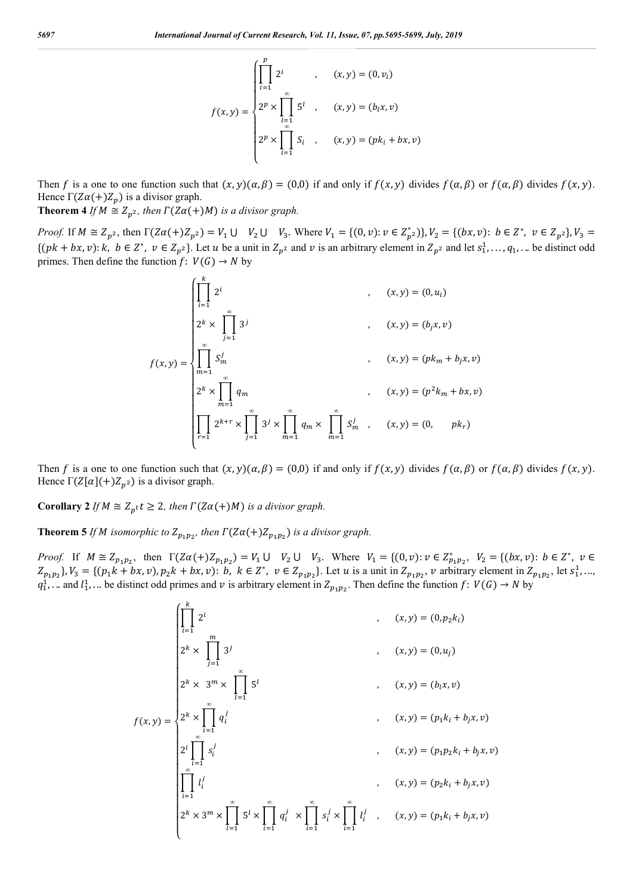$$f(x,y) = \begin{cases} \prod_{i=1}^{p} 2^i & , \quad (x,y) = (0, v_i) \\ 2^p \times \prod_{l=1}^{\infty} 5^l & , \quad (x,y) = (b_l x, v) \\ 2^p \times \prod_{i=1}^{\infty} S_i & , \quad (x,y) = (pk_i + bx, v) \end{cases}$$

Then $f$ is a one to one function such that $(x,y)(\alpha,\beta) = (0,0)$ if and only if $f(x,y)$ divides $f(\alpha,\beta)$ or $f(\alpha,\beta)$ divides $f(x,y)$. Hence $\Gamma(Z\alpha(+)Z_p)$ is a divisor graph.

**Theorem 4** *If $M \cong Z_{p^2}$, then $\Gamma(Z\alpha(+)M)$ is a divisor graph.*

*Proof.* If $M \cong Z_{p^2}$, then $\Gamma(Z\alpha(+)Z_{p^2}) = V_1 \cup \ V_2 \cup \ V_3$. Where $V_1 = \{(0,v): v \in Z_{p^2}^*)\}, V_2 = \{(bx,v): \ b \in Z^*, \ v \in Z_{p^2}\}, V_3 = \{(pk + bx, v): k, \ b \in Z^*, \ v \in Z_{p^2}\}$. Let $u$ be a unit in $Z_{p^2}$ and $v$ is an arbitrary element in $Z_{p^2}$ and let $s_1^1, \ldots, q_1, \ldots$ be distinct odd primes. Then define the function $f: \ V(G) \to N$ by

$$f(x,y) = \begin{cases} \prod_{i=1}^{k} 2^i & , \quad (x,y) = (0, u_i) \\ 2^k \times \prod_{j=1}^{\infty} 3^j & , \quad (x,y) = (b_j x, v) \\ \prod_{m=1}^{\infty} S_m^j & , \quad (x,y) = (pk_m + b_j x, v) \\ 2^k \times \prod_{m=1}^{\infty} q_m & , \quad (x,y) = (p^2 k_m + bx, v) \\ \prod_{r=1} 2^{k+r} \times \prod_{j=1}^{\infty} 3^j \times \prod_{m=1}^{\infty} q_m \times \prod_{m=1}^{\infty} S_m^j & , \quad (x,y) = (0, \quad pk_r) \end{cases}$$

Then $f$ is a one to one function such that $(x,y)(\alpha,\beta) = (0,0)$ if and only if $f(x,y)$ divides $f(\alpha,\beta)$ or $f(\alpha,\beta)$ divides $f(x,y)$. Hence $\Gamma(Z[\alpha](+)Z_{p^2})$ is a divisor graph.

**Corollary 2** *If $M \cong Z_{p^t} t \geq 2$, then $\Gamma(Z\alpha(+)M)$ is a divisor graph.*

**Theorem 5** *If $M$ isomorphic to $Z_{p_1 p_2}$, then $\Gamma(Z\alpha(+)Z_{p_1 p_2})$ is a divisor graph.*

*Proof.* If $M \cong Z_{p_1 p_2}$, then $\Gamma(Z\alpha(+)Z_{p_1 p_2}) = V_1 \cup \ V_2 \cup \ V_3$. Where $V_1 = \{(0,v): v \in Z_{p_1 p_2}^*, \ V_2 = \{(bx,v): \ b \in Z^*, \ v \in Z_{p_1 p_2}\}, V_3 = \{(p_1 k + bx, v), p_2 k + bx, v): \ b, \ k \in Z^*, \ v \in Z_{p_1 p_2}\}$. Let $u$ is a unit in $Z_{p_1 p_2}$, $v$ arbitrary element in $Z_{p_1 p_2}$, let $s_1^1, \ldots$, $q_1^1, \ldots$ and $l_1^1, \ldots$ be distinct odd primes and $v$ is arbitrary element in $Z_{p_1 p_2}$. Then define the function $f: \ V(G) \to N$ by

$$f(x,y) = \begin{cases} \prod_{i=1}^{k} 2^i & , \quad (x,y) = (0, p_2 k_i) \\ 2^k \times \prod_{j=1}^{m} 3^j & , \quad (x,y) = (0, u_j) \\ 2^k \times \ 3^m \times \prod_{l=1}^{\infty} 5^l & , \quad (x,y) = (b_l x, v) \\ 2^k \times \prod_{i=1}^{\infty} q_i^j & , \quad (x,y) = (p_1 k_i + b_j x, v) \\ 2^i \prod_{i=1}^{\infty} s_i^j & , \quad (x,y) = (p_1 p_2 k_i + b_j x, v) \\ \prod_{i=1}^{\infty} l_i^j & , \quad (x,y) = (p_2 k_i + b_j x, v) \\ 2^k \times 3^m \times \prod_{l=1}^{\infty} 5^l \times \prod_{i=1}^{\infty} q_i^j \ \times \prod_{i=1}^{\infty} s_i^j \times \prod_{i=1}^{\infty} l_i^j & , \quad (x,y) = (p_1 k_i + b_j x, v) \end{cases}$$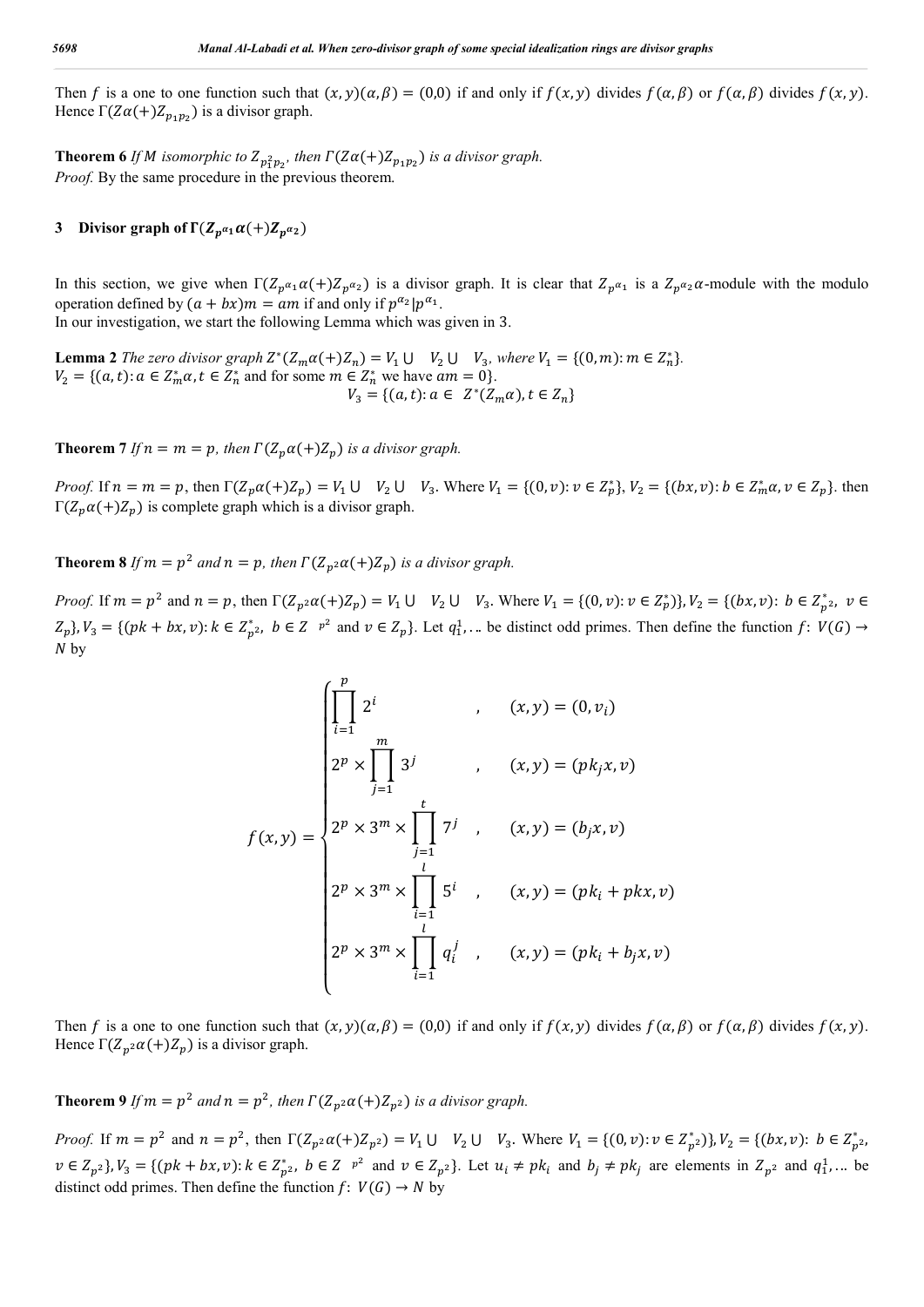Then $f$ is a one to one function such that $(x, y)(\alpha, \beta) = (0,0)$ if and only if $f(x, y)$ divides $f(\alpha, \beta)$ or $f(\alpha, \beta)$ divides $f(x, y)$. Hence $\Gamma(Z\alpha(+)Z_{p_1p_2})$ is a divisor graph.

**Theorem 6** *If $M$ isomorphic to $Z_{p_1^2p_2}$, then $\Gamma(Z\alpha(+)Z_{p_1p_2})$ is a divisor graph.*
*Proof.* By the same procedure in the previous theorem.

## 3 Divisor graph of $\Gamma(Z_{p^{\alpha_1}}\alpha(+)Z_{p^{\alpha_2}})$

In this section, we give when $\Gamma(Z_{p^{\alpha_1}}\alpha(+)Z_{p^{\alpha_2}})$ is a divisor graph. It is clear that $Z_{p^{\alpha_1}}$ is a $Z_{p^{\alpha_2}}\alpha$-module with the modulo operation defined by $(a + bx)m = am$ if and only if $p^{\alpha_2}|p^{\alpha_1}$.
In our investigation, we start the following Lemma which was given in 3.

**Lemma 2** *The zero divisor graph $Z^*(Z_m\alpha(+)Z_n) = V_1 \cup \ V_2 \cup \ V_3$, where $V_1 = \{(0, m): m \in Z_n^*\}$.*
$V_2 = \{(a, t): a \in Z_m^*\alpha, t \in Z_n^*$ and for some $m \in Z_n^*$ we have $am = 0\}$.

$$V_3 = \{(a, t): a \in \ Z^*(Z_m\alpha), t \in Z_n\}$$

**Theorem 7** *If $n = m = p$, then $\Gamma(Z_p\alpha(+)Z_p)$ is a divisor graph.*

*Proof.* If $n = m = p$, then $\Gamma(Z_p\alpha(+)Z_p) = V_1 \cup \ V_2 \cup \ V_3$. Where $V_1 = \{(0, v): v \in Z_p^*\}$, $V_2 = \{(bx, v): b \in Z_m^*\alpha, v \in Z_p\}$. then $\Gamma(Z_p\alpha(+)Z_p)$ is complete graph which is a divisor graph.

**Theorem 8** *If $m = p^2$ and $n = p$, then $\Gamma(Z_{p^2}\alpha(+)Z_p)$ is a divisor graph.*

*Proof.* If $m = p^2$ and $n = p$, then $\Gamma(Z_{p^2}\alpha(+)Z_p) = V_1 \cup \ V_2 \cup \ V_3$. Where $V_1 = \{(0, v): v \in Z_p^*)\}$, $V_2 = \{(bx, v): \ b \in Z_{p^2}^*, \ v \in Z_p\}$, $V_3 = \{(pk + bx, v): k \in Z_{p^2}^*, \ b \in Z \ \ {}^{p^2}$ and $v \in Z_p\}$. Let $q_1^1, \ldots$ be distinct odd primes. Then define the function $f: V(G) \to N$ by

$$f(x, y) = \begin{cases} \prod_{i=1}^{p} 2^i & , \quad (x, y) = (0, v_i) \\ 2^p \times \prod_{j=1}^{m} 3^j & , \quad (x, y) = (pk_j x, v) \\ 2^p \times 3^m \times \prod_{j=1}^{t} 7^j & , \quad (x, y) = (b_j x, v) \\ 2^p \times 3^m \times \prod_{i=1}^{l} 5^i & , \quad (x, y) = (pk_i + pkx, v) \\ 2^p \times 3^m \times \prod_{i=1}^{l} q_i^j & , \quad (x, y) = (pk_i + b_j x, v) \end{cases}$$

Then $f$ is a one to one function such that $(x, y)(\alpha, \beta) = (0,0)$ if and only if $f(x, y)$ divides $f(\alpha, \beta)$ or $f(\alpha, \beta)$ divides $f(x, y)$. Hence $\Gamma(Z_{p^2}\alpha(+)Z_p)$ is a divisor graph.

**Theorem 9** *If $m = p^2$ and $n = p^2$, then $\Gamma(Z_{p^2}\alpha(+)Z_{p^2})$ is a divisor graph.*

*Proof.* If $m = p^2$ and $n = p^2$, then $\Gamma(Z_{p^2}\alpha(+)Z_{p^2}) = V_1 \cup \ V_2 \cup \ V_3$. Where $V_1 = \{(0, v): v \in Z_{p^2}^*)\}$, $V_2 = \{(bx, v): \ b \in Z_{p^2}^*$, $v \in Z_{p^2}\}$, $V_3 = \{(pk + bx, v): k \in Z_{p^2}^*, \ b \in Z \ \ {}^{p^2}$ and $v \in Z_{p^2}\}$. Let $u_i \neq pk_i$ and $b_j \neq pk_j$ are elements in $Z_{p^2}$ and $q_1^1, \ldots$ be distinct odd primes. Then define the function $f: V(G) \to N$ by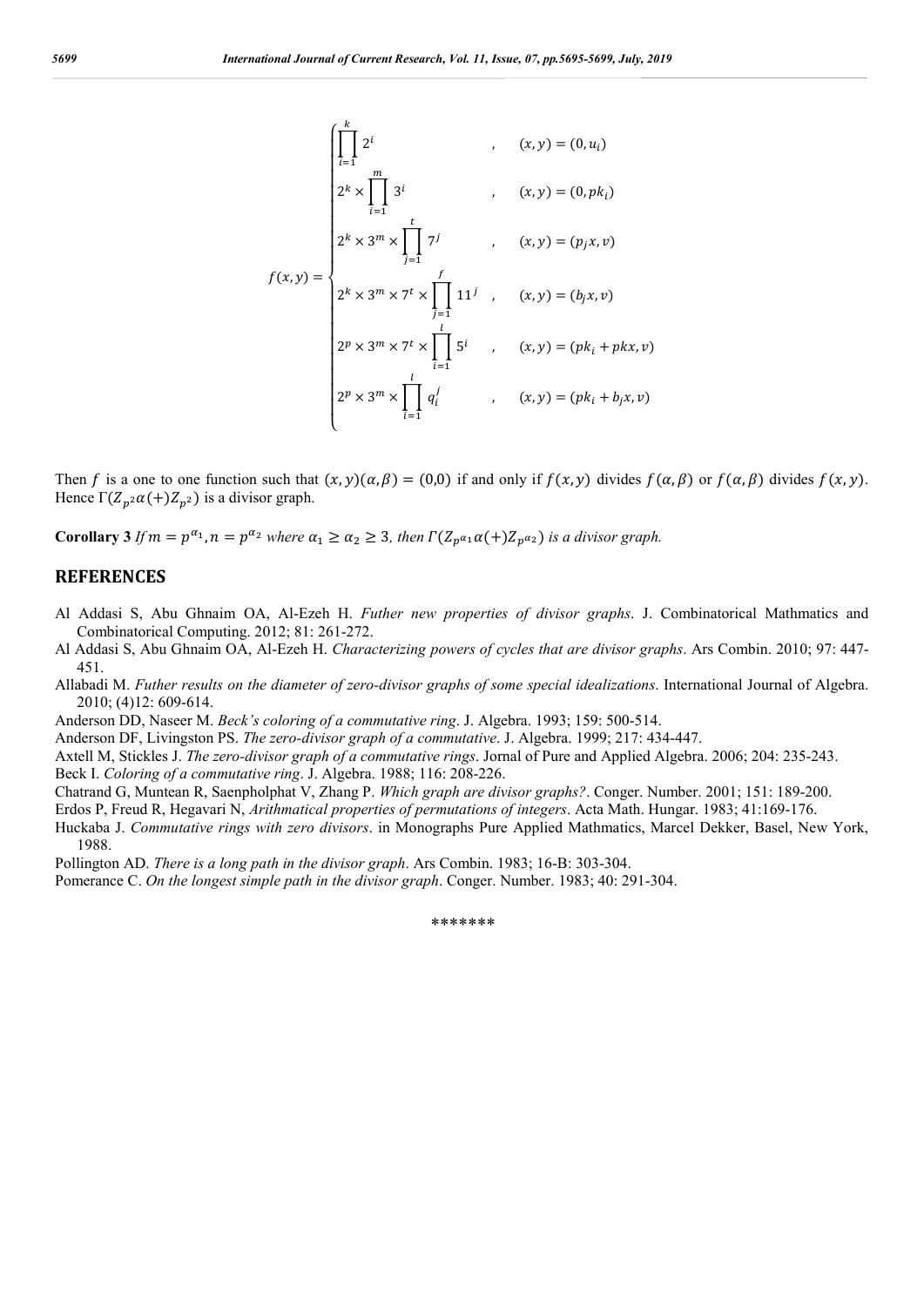$$
f(x,y)=\begin{cases}
\prod_{i=1}^{k} 2^i & , \quad (x,y)=(0,u_i) \\
2^k\times\prod_{i=1}^{m} 3^i & , \quad (x,y)=(0,pk_i) \\
2^k\times 3^m\times\prod_{j=1}^{t} 7^j & , \quad (x,y)=(p_jx,v) \\
2^k\times 3^m\times 7^t\times\prod_{j=1}^{f} 11^j & , \quad (x,y)=(b_jx,v) \\
2^p\times 3^m\times 7^t\times\prod_{i=1}^{l} 5^i & , \quad (x,y)=(pk_i+pkx,v) \\
2^p\times 3^m\times\prod_{i=1}^{l} q_i^j & , \quad (x,y)=(pk_i+b_jx,v)
\end{cases}
$$

Then $f$ is a one to one function such that $(x,y)(\alpha,\beta)=(0,0)$ if and only if $f(x,y)$ divides $f(\alpha,\beta)$ or $f(\alpha,\beta)$ divides $f(x,y)$. Hence $\Gamma(Z_{p^2}\alpha(+)Z_{p^2})$ is a divisor graph.

**Corollary 3** *If $m=p^{\alpha_1}, n=p^{\alpha_2}$ where $\alpha_1\geq\alpha_2\geq 3$, then $\Gamma(Z_{p^{\alpha_1}}\alpha(+)Z_{p^{\alpha_2}})$ is a divisor graph.*

## REFERENCES

Al Addasi S, Abu Ghnaim OA, Al-Ezeh H. *Futher new properties of divisor graphs*. J. Combinatorical Mathmatics and Combinatorical Computing. 2012; 81: 261-272.

Al Addasi S, Abu Ghnaim OA, Al-Ezeh H. *Characterizing powers of cycles that are divisor graphs*. Ars Combin. 2010; 97: 447-451.

Allabadi M. *Futher results on the diameter of zero-divisor graphs of some special idealizations*. International Journal of Algebra. 2010; (4)12: 609-614.

Anderson DD, Naseer M. *Beck's coloring of a commutative ring*. J. Algebra. 1993; 159: 500-514.

Anderson DF, Livingston PS. *The zero-divisor graph of a commutative*. J. Algebra. 1999; 217: 434-447.

Axtell M, Stickles J. *The zero-divisor graph of a commutative rings*. Jornal of Pure and Applied Algebra. 2006; 204: 235-243.

Beck I. *Coloring of a commutative ring*. J. Algebra. 1988; 116: 208-226.

Chatrand G, Muntean R, Saenpholphat V, Zhang P. *Which graph are divisor graphs?*. Conger. Number. 2001; 151: 189-200.

Erdos P, Freud R, Hegavari N, *Arithmatical properties of permutations of integers*. Acta Math. Hungar. 1983; 41:169-176.

Huckaba J. *Commutative rings with zero divisors*. in Monographs Pure Applied Mathmatics, Marcel Dekker, Basel, New York, 1988.

Pollington AD. *There is a long path in the divisor graph*. Ars Combin. 1983; 16-B: 303-304.

Pomerance C. *On the longest simple path in the divisor graph*. Conger. Number. 1983; 40: 291-304.

*******